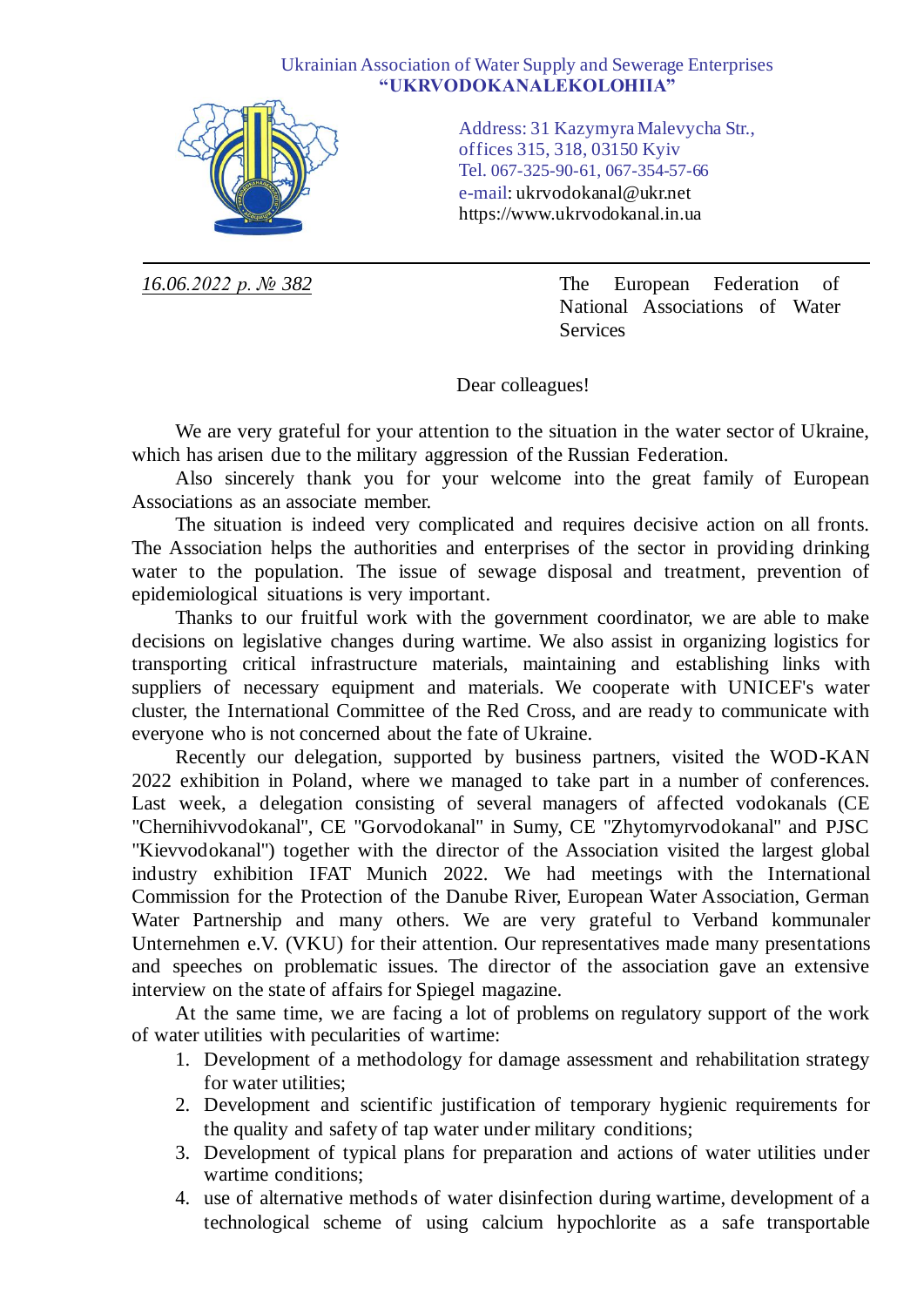Ukrainian Association of Water Supply and Sewerage Enterprises
**"UKRVODOKANALEKOLOHIIA"**

Address: 31 Kazymyra Malevycha Str.,
offices 315, 318, 03150 Kyiv
Tel. 067-325-90-61, 067-354-57-66
e-mail: ukrvodokanal@ukr.net
https://www.ukrvodokanal.in.ua

---

*16.06.2022 р. № 382*

The European Federation of National Associations of Water Services

Dear colleagues!

We are very grateful for your attention to the situation in the water sector of Ukraine, which has arisen due to the military aggression of the Russian Federation.

Also sincerely thank you for your welcome into the great family of European Associations as an associate member.

The situation is indeed very complicated and requires decisive action on all fronts. The Association helps the authorities and enterprises of the sector in providing drinking water to the population. The issue of sewage disposal and treatment, prevention of epidemiological situations is very important.

Thanks to our fruitful work with the government coordinator, we are able to make decisions on legislative changes during wartime. We also assist in organizing logistics for transporting critical infrastructure materials, maintaining and establishing links with suppliers of necessary equipment and materials. We cooperate with UNICEF's water cluster, the International Committee of the Red Cross, and are ready to communicate with everyone who is not concerned about the fate of Ukraine.

Recently our delegation, supported by business partners, visited the WOD-KAN 2022 exhibition in Poland, where we managed to take part in a number of conferences. Last week, a delegation consisting of several managers of affected vodokanals (CE "Chernihivvodokanal", CE "Gorvodokanal" in Sumy, CE "Zhytomyrvodokanal" and PJSC "Kievvodokanal") together with the director of the Association visited the largest global industry exhibition IFAT Munich 2022. We had meetings with the International Commission for the Protection of the Danube River, European Water Association, German Water Partnership and many others. We are very grateful to Verband kommunaler Unternehmen e.V. (VKU) for their attention. Our representatives made many presentations and speeches on problematic issues. The director of the association gave an extensive interview on the state of affairs for Spiegel magazine.

At the same time, we are facing a lot of problems on regulatory support of the work of water utilities with pecularities of wartime:

1. Development of a methodology for damage assessment and rehabilitation strategy for water utilities;
2. Development and scientific justification of temporary hygienic requirements for the quality and safety of tap water under military conditions;
3. Development of typical plans for preparation and actions of water utilities under wartime conditions;
4. use of alternative methods of water disinfection during wartime, development of a technological scheme of using calcium hypochlorite as a safe transportable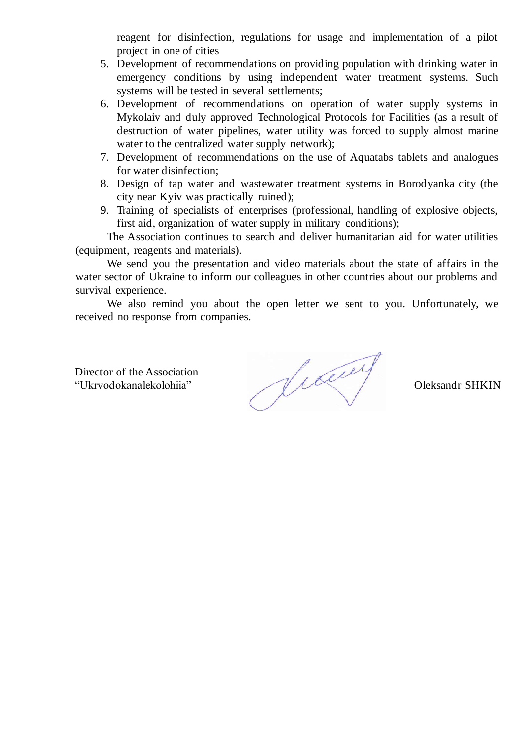reagent for disinfection, regulations for usage and implementation of a pilot project in one of cities

5. Development of recommendations on providing population with drinking water in emergency conditions by using independent water treatment systems. Such systems will be tested in several settlements;
6. Development of recommendations on operation of water supply systems in Mykolaiv and duly approved Technological Protocols for Facilities (as a result of destruction of water pipelines, water utility was forced to supply almost marine water to the centralized water supply network);
7. Development of recommendations on the use of Aquatabs tablets and analogues for water disinfection;
8. Design of tap water and wastewater treatment systems in Borodyanka city (the city near Kyiv was practically ruined);
9. Training of specialists of enterprises (professional, handling of explosive objects, first aid, organization of water supply in military conditions);

The Association continues to search and deliver humanitarian aid for water utilities (equipment, reagents and materials).

We send you the presentation and video materials about the state of affairs in the water sector of Ukraine to inform our colleagues in other countries about our problems and survival experience.

We also remind you about the open letter we sent to you. Unfortunately, we received no response from companies.

Director of the Association
"Ukrvodokanalekolohiia" Oleksandr SHKIN